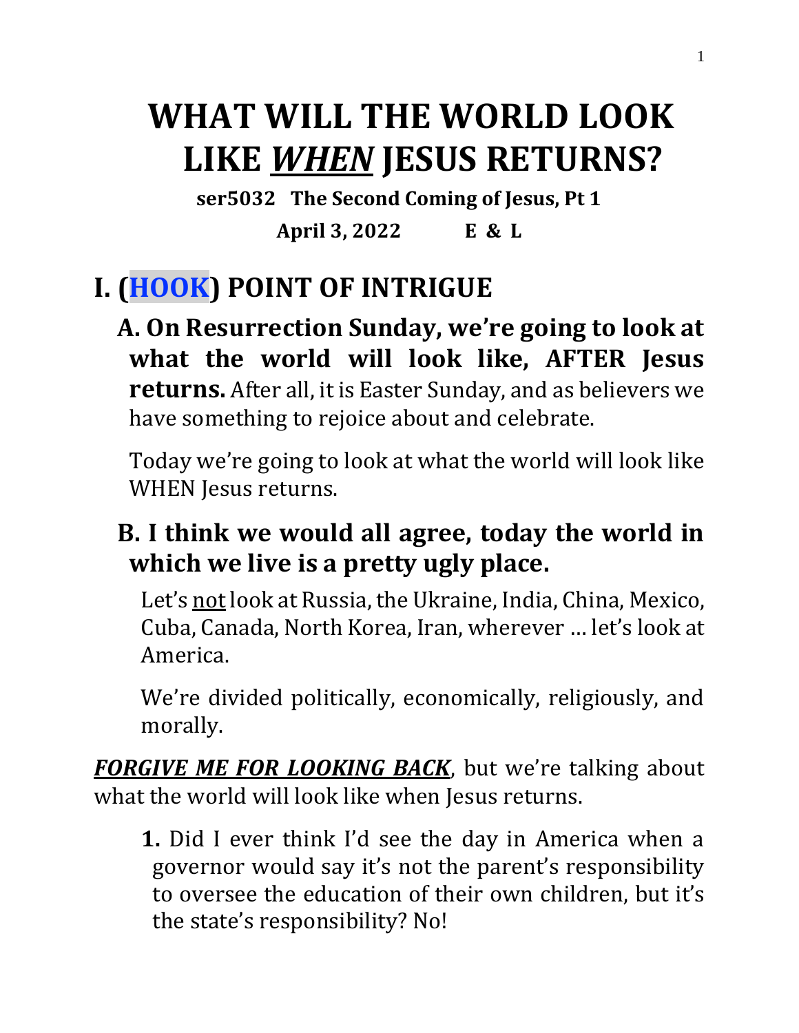# WHAT WILL THE WORLD LOOK LIKE *WHEN* JESUS RETURNS?

**ser5032 The Second Coming of Jesus, Pt 1**

**April 3, 2022 E & L**

## I. (HOOK) POINT OF INTRIGUE

### A. On Resurrection Sunday, we're going to look at what the world will look like, AFTER Jesus returns.

After all, it is Easter Sunday, and as believers we have something to rejoice about and celebrate.

Today we're going to look at what the world will look like WHEN Jesus returns.

### B. I think we would all agree, today the world in which we live is a pretty ugly place.

Let's not look at Russia, the Ukraine, India, China, Mexico, Cuba, Canada, North Korea, Iran, wherever … let's look at America.

We're divided politically, economically, religiously, and morally.

***FORGIVE ME FOR LOOKING BACK***, but we're talking about what the world will look like when Jesus returns.

**1.** Did I ever think I'd see the day in America when a governor would say it's not the parent's responsibility to oversee the education of their own children, but it's the state's responsibility? No!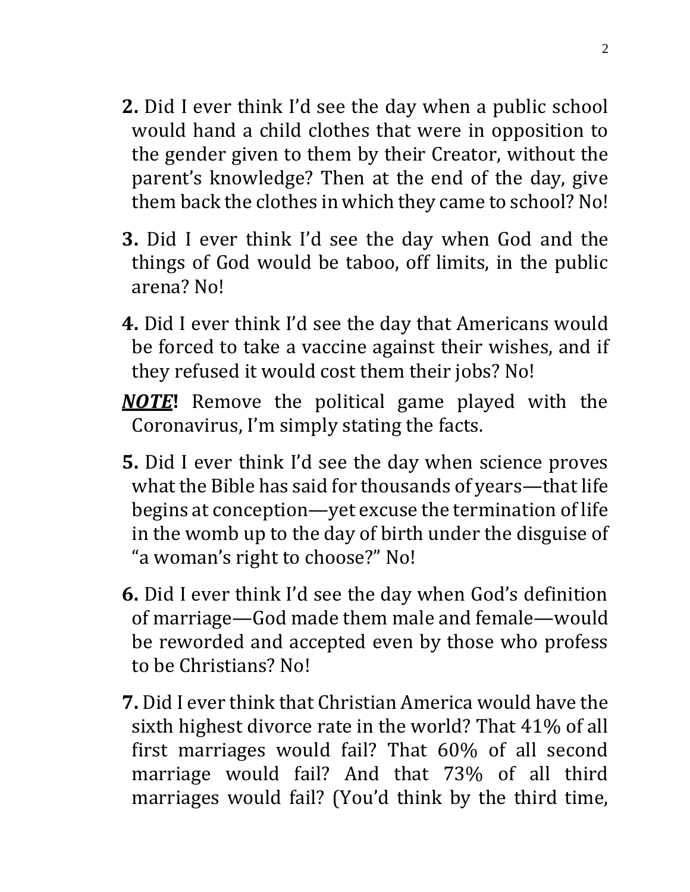**2.** Did I ever think I'd see the day when a public school would hand a child clothes that were in opposition to the gender given to them by their Creator, without the parent's knowledge? Then at the end of the day, give them back the clothes in which they came to school? No!

**3.** Did I ever think I'd see the day when God and the things of God would be taboo, off limits, in the public arena? No!

**4.** Did I ever think I'd see the day that Americans would be forced to take a vaccine against their wishes, and if they refused it would cost them their jobs? No!

***NOTE*!** Remove the political game played with the Coronavirus, I'm simply stating the facts.

**5.** Did I ever think I'd see the day when science proves what the Bible has said for thousands of years—that life begins at conception—yet excuse the termination of life in the womb up to the day of birth under the disguise of "a woman's right to choose?" No!

**6.** Did I ever think I'd see the day when God's definition of marriage—God made them male and female—would be reworded and accepted even by those who profess to be Christians? No!

**7.** Did I ever think that Christian America would have the sixth highest divorce rate in the world? That 41% of all first marriages would fail? That 60% of all second marriage would fail? And that 73% of all third marriages would fail? (You'd think by the third time,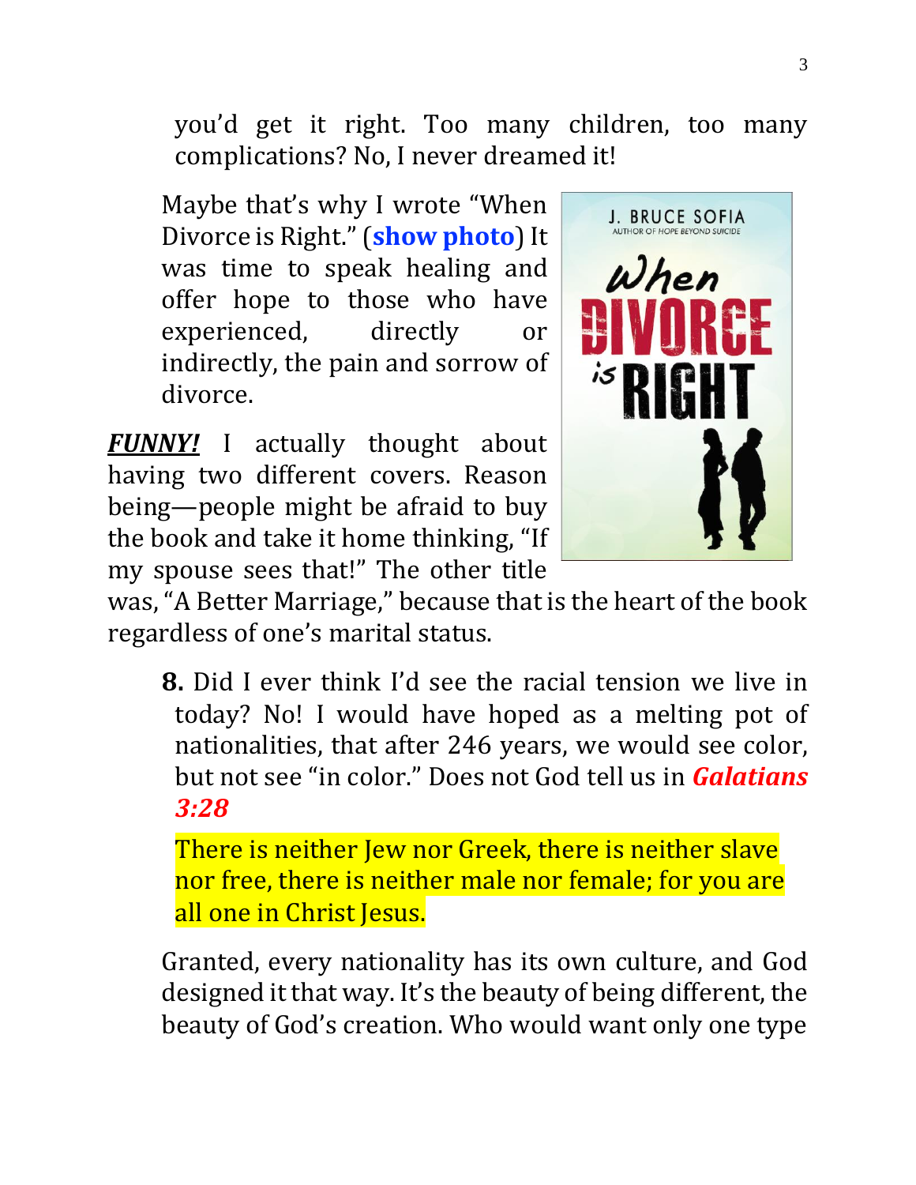you'd get it right. Too many children, too many complications? No, I never dreamed it!

Maybe that's why I wrote "When Divorce is Right." (**show photo**) It was time to speak healing and offer hope to those who have experienced, directly or indirectly, the pain and sorrow of divorce.

***FUNNY!*** I actually thought about having two different covers. Reason being—people might be afraid to buy the book and take it home thinking, "If my spouse sees that!" The other title was, "A Better Marriage," because that is the heart of the book regardless of one's marital status.

**8.** Did I ever think I'd see the racial tension we live in today? No! I would have hoped as a melting pot of nationalities, that after 246 years, we would see color, but not see "in color." Does not God tell us in ***Galatians 3:28***

There is neither Jew nor Greek, there is neither slave nor free, there is neither male nor female; for you are all one in Christ Jesus.

Granted, every nationality has its own culture, and God designed it that way. It's the beauty of being different, the beauty of God's creation. Who would want only one type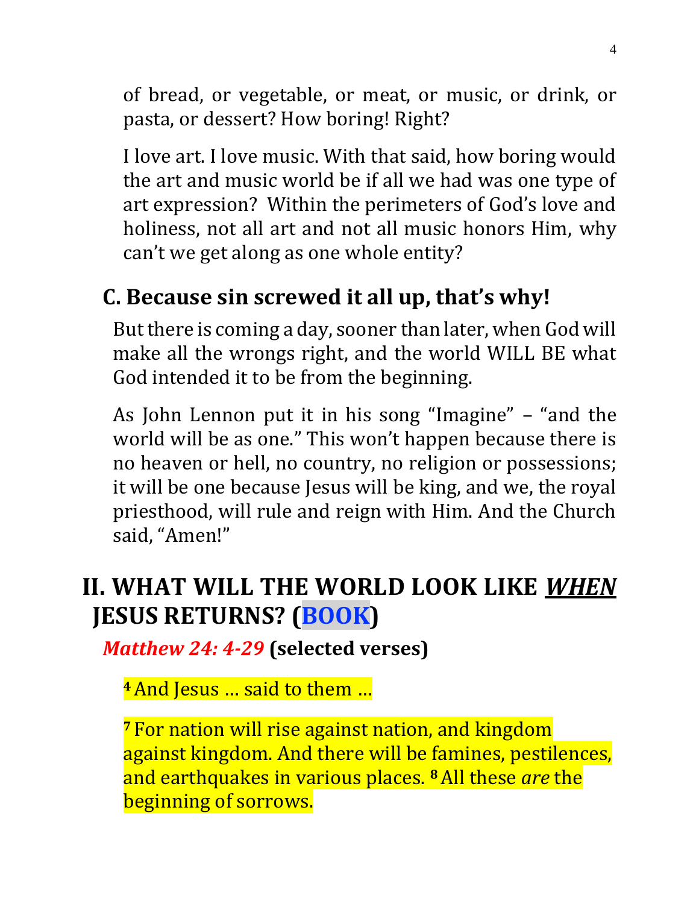of bread, or vegetable, or meat, or music, or drink, or pasta, or dessert? How boring! Right?

I love art. I love music. With that said, how boring would the art and music world be if all we had was one type of art expression? Within the perimeters of God's love and holiness, not all art and not all music honors Him, why can't we get along as one whole entity?

### C. Because sin screwed it all up, that's why!

But there is coming a day, sooner than later, when God will make all the wrongs right, and the world WILL BE what God intended it to be from the beginning.

As John Lennon put it in his song "Imagine" – "and the world will be as one." This won't happen because there is no heaven or hell, no country, no religion or possessions; it will be one because Jesus will be king, and we, the royal priesthood, will rule and reign with Him. And the Church said, "Amen!"

## II. WHAT WILL THE WORLD LOOK LIKE *WHEN* JESUS RETURNS? (BOOK)

*Matthew 24: 4-29* **(selected verses)**

[4] And Jesus … said to them …

[7] For nation will rise against nation, and kingdom against kingdom. And there will be famines, pestilences, and earthquakes in various places. [8] All these *are* the beginning of sorrows.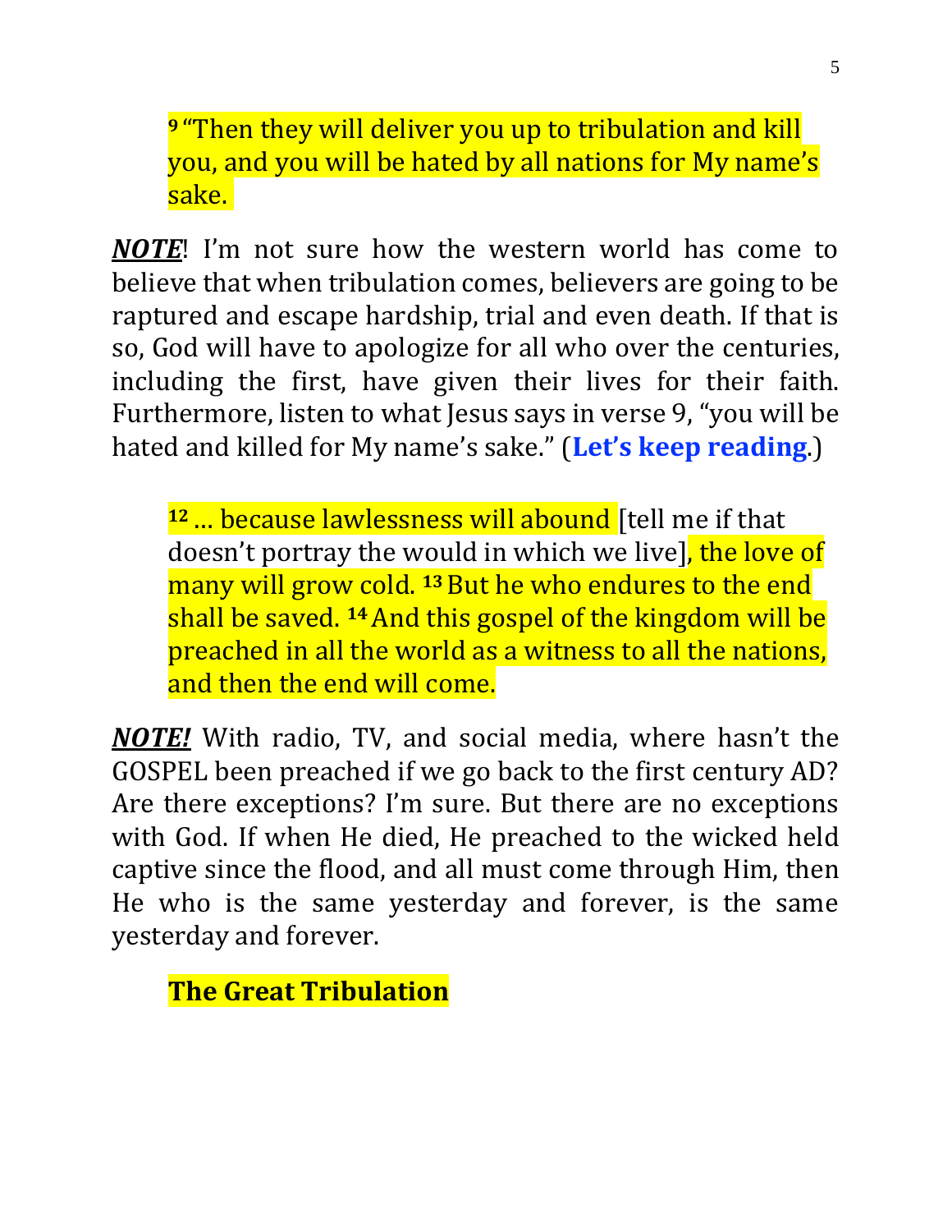> **9** "Then they will deliver you up to tribulation and kill you, and you will be hated by all nations for My name's sake.

***NOTE***! I'm not sure how the western world has come to believe that when tribulation comes, believers are going to be raptured and escape hardship, trial and even death. If that is so, God will have to apologize for all who over the centuries, including the first, have given their lives for their faith. Furthermore, listen to what Jesus says in verse 9, "you will be hated and killed for My name's sake." (**Let's keep reading**.)

> **12** … because lawlessness will abound [tell me if that doesn't portray the would in which we live], the love of many will grow cold. **13** But he who endures to the end shall be saved. **14** And this gospel of the kingdom will be preached in all the world as a witness to all the nations, and then the end will come.

***NOTE!*** With radio, TV, and social media, where hasn't the GOSPEL been preached if we go back to the first century AD? Are there exceptions? I'm sure. But there are no exceptions with God. If when He died, He preached to the wicked held captive since the flood, and all must come through Him, then He who is the same yesterday and forever, is the same yesterday and forever.

**The Great Tribulation**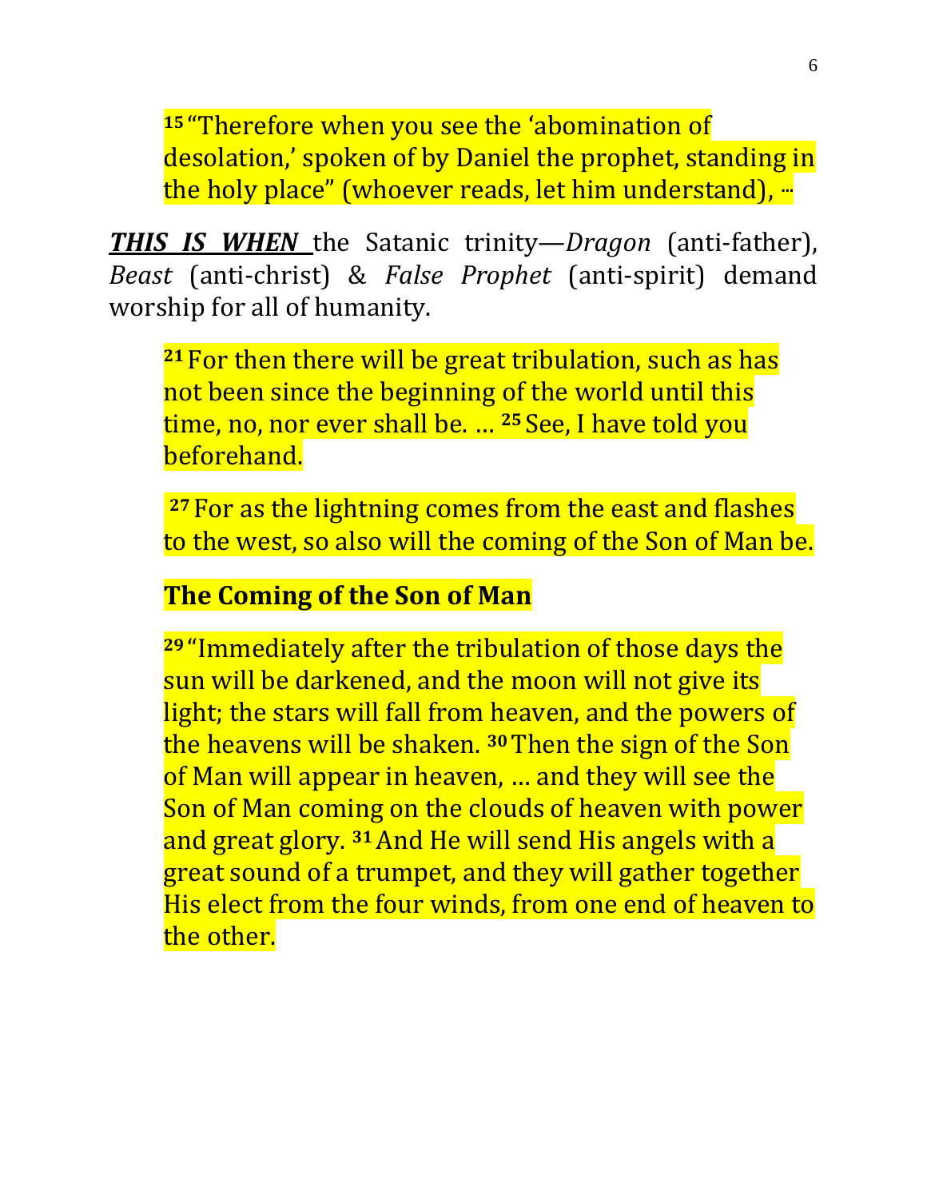[15] "Therefore when you see the 'abomination of desolation,' spoken of by Daniel the prophet, standing in the holy place" (whoever reads, let him understand), ...

***THIS IS WHEN*** the Satanic trinity—*Dragon* (anti-father), *Beast* (anti-christ) & *False Prophet* (anti-spirit) demand worship for all of humanity.

[21] For then there will be great tribulation, such as has not been since the beginning of the world until this time, no, nor ever shall be. … [25] See, I have told you beforehand.

[27] For as the lightning comes from the east and flashes to the west, so also will the coming of the Son of Man be.

**The Coming of the Son of Man**

[29] "Immediately after the tribulation of those days the sun will be darkened, and the moon will not give its light; the stars will fall from heaven, and the powers of the heavens will be shaken. [30] Then the sign of the Son of Man will appear in heaven, … and they will see the Son of Man coming on the clouds of heaven with power and great glory. [31] And He will send His angels with a great sound of a trumpet, and they will gather together His elect from the four winds, from one end of heaven to the other.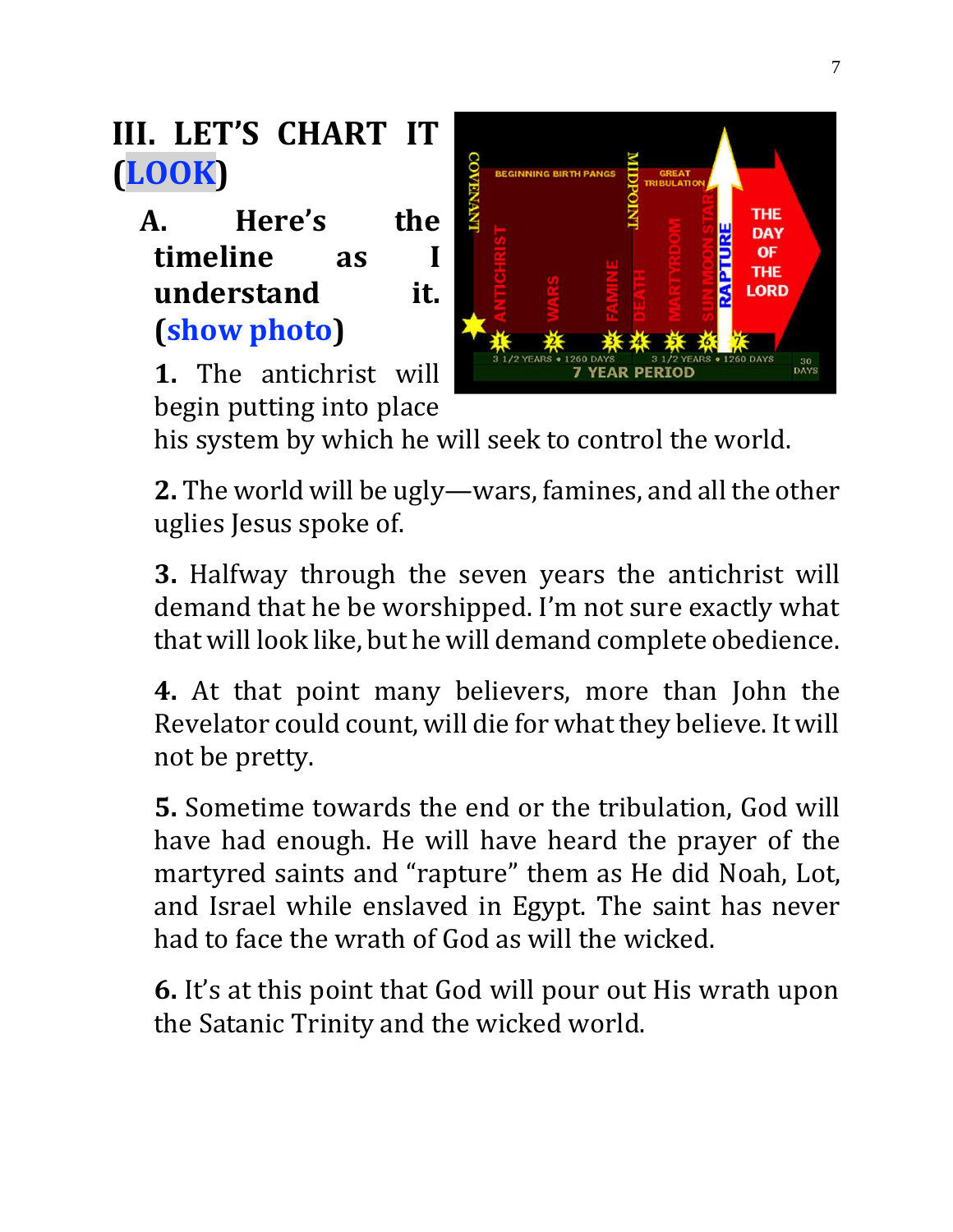## III. LET'S CHART IT (LOOK)

**A. Here's the timeline as I understand it. (show photo)**

**1.** The antichrist will begin putting into place his system by which he will seek to control the world.

**2.** The world will be ugly—wars, famines, and all the other uglies Jesus spoke of.

**3.** Halfway through the seven years the antichrist will demand that he be worshipped. I'm not sure exactly what that will look like, but he will demand complete obedience.

**4.** At that point many believers, more than John the Revelator could count, will die for what they believe. It will not be pretty.

**5.** Sometime towards the end or the tribulation, God will have had enough. He will have heard the prayer of the martyred saints and "rapture" them as He did Noah, Lot, and Israel while enslaved in Egypt. The saint has never had to face the wrath of God as will the wicked.

**6.** It's at this point that God will pour out His wrath upon the Satanic Trinity and the wicked world.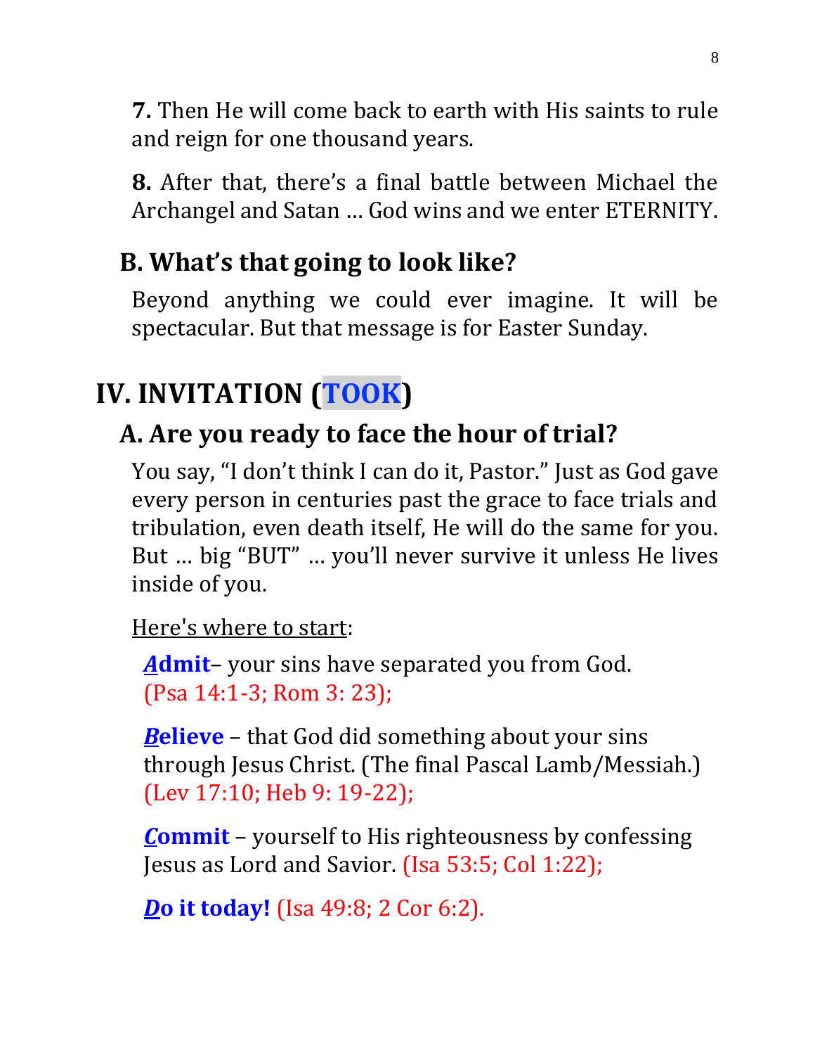**7.** Then He will come back to earth with His saints to rule and reign for one thousand years.

**8.** After that, there's a final battle between Michael the Archangel and Satan … God wins and we enter ETERNITY.

### B. What's that going to look like?

Beyond anything we could ever imagine. It will be spectacular. But that message is for Easter Sunday.

## IV. INVITATION (TOOK)

### A. Are you ready to face the hour of trial?

You say, "I don't think I can do it, Pastor." Just as God gave every person in centuries past the grace to face trials and tribulation, even death itself, He will do the same for you. But … big "BUT" … you'll never survive it unless He lives inside of you.

Here's where to start:

***A*dmit**– your sins have separated you from God. (Psa 14:1-3; Rom 3: 23);

***B*elieve** – that God did something about your sins through Jesus Christ. (The final Pascal Lamb/Messiah.) (Lev 17:10; Heb 9: 19-22);

***C*ommit** – yourself to His righteousness by confessing Jesus as Lord and Savior. (Isa 53:5; Col 1:22);

***D*o it today!** (Isa 49:8; 2 Cor 6:2).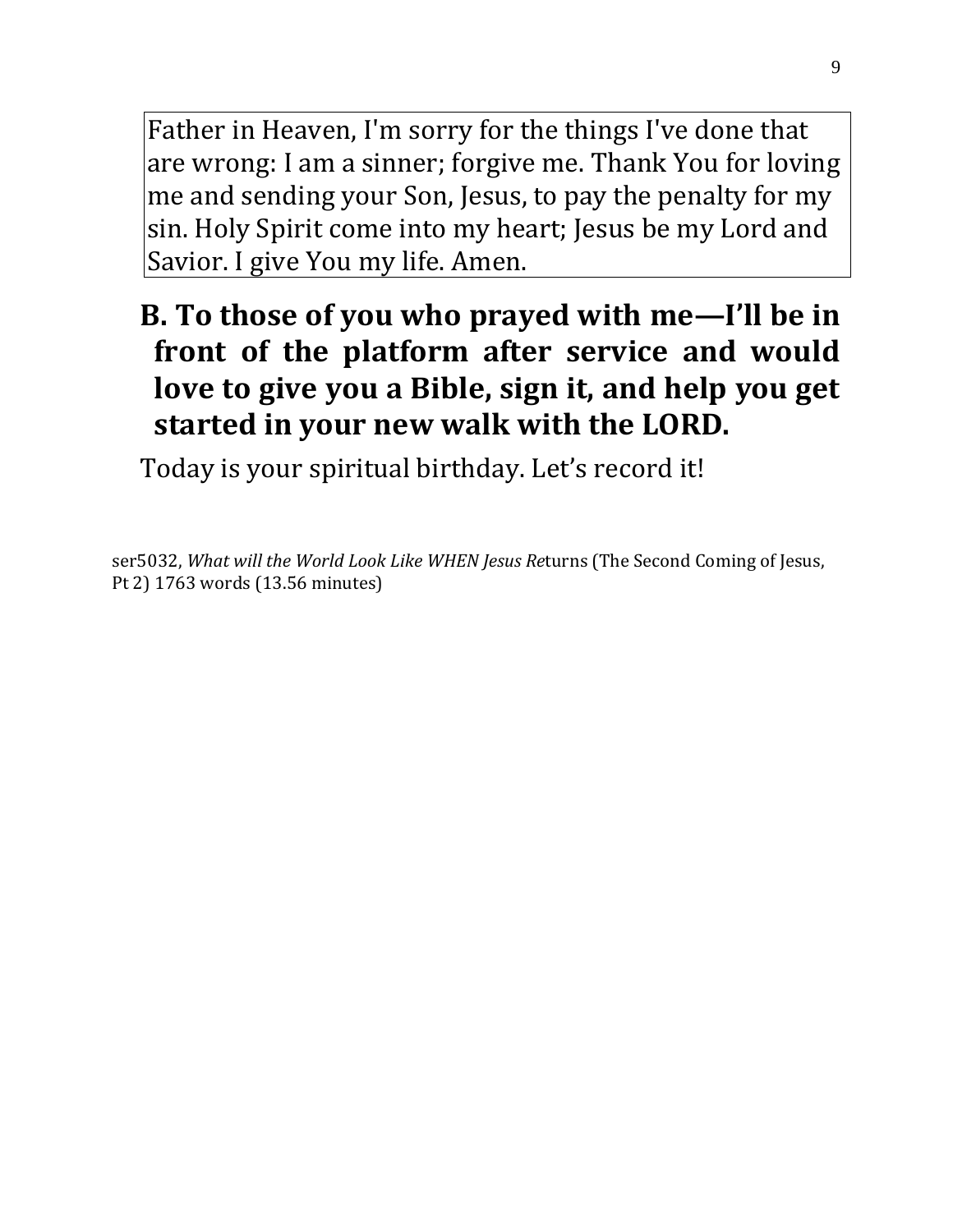Father in Heaven, I'm sorry for the things I've done that are wrong: I am a sinner; forgive me. Thank You for loving me and sending your Son, Jesus, to pay the penalty for my sin. Holy Spirit come into my heart; Jesus be my Lord and Savior. I give You my life. Amen.

**B. To those of you who prayed with me—I'll be in front of the platform after service and would love to give you a Bible, sign it, and help you get started in your new walk with the LORD.**

Today is your spiritual birthday. Let's record it!

ser5032, *What will the World Look Like WHEN Jesus Re*turns (The Second Coming of Jesus, Pt 2) 1763 words (13.56 minutes)